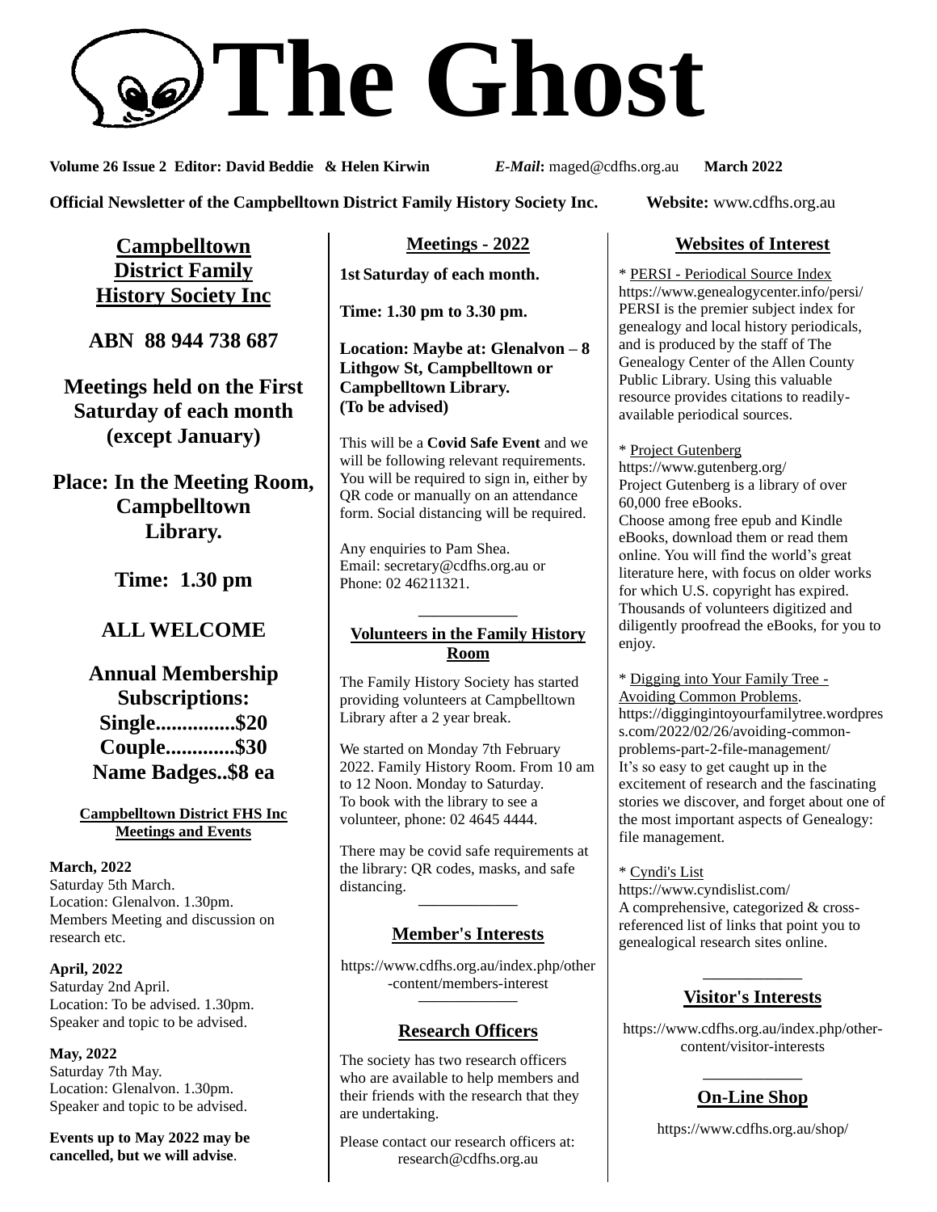# The Ghost

**Volume 26 Issue 2 Editor: David Beddie & Helen Kirwin** ***E-Mail*****:** maged@cdfhs.org.au **March 2022**

**Official Newsletter of the Campbelltown District Family History Society Inc.** **Website:** www.cdfhs.org.au

## Campbelltown District Family History Society Inc

**ABN 88 944 738 687**

**Meetings held on the First Saturday of each month (except January)**

**Place: In the Meeting Room, Campbelltown Library.**

**Time: 1.30 pm**

**ALL WELCOME**

**Annual Membership Subscriptions:**
**Single...............$20**
**Couple.............$30**
**Name Badges..$8 ea**

### Campbelltown District FHS Inc Meetings and Events

**March, 2022**
Saturday 5th March.
Location: Glenalvon. 1.30pm.
Members Meeting and discussion on research etc.

**April, 2022**
Saturday 2nd April.
Location: To be advised. 1.30pm.
Speaker and topic to be advised.

**May, 2022**
Saturday 7th May.
Location: Glenalvon. 1.30pm.
Speaker and topic to be advised.

**Events up to May 2022 may be cancelled, but we will advise**.

## Meetings - 2022

**1st Saturday of each month.**

**Time: 1.30 pm to 3.30 pm.**

**Location: Maybe at: Glenalvon – 8 Lithgow St, Campbelltown or Campbelltown Library. (To be advised)**

This will be a **Covid Safe Event** and we will be following relevant requirements. You will be required to sign in, either by QR code or manually on an attendance form. Social distancing will be required.

Any enquiries to Pam Shea.
Email: secretary@cdfhs.org.au or
Phone: 02 46211321.

## Volunteers in the Family History Room

The Family History Society has started providing volunteers at Campbelltown Library after a 2 year break.

We started on Monday 7th February 2022. Family History Room. From 10 am to 12 Noon. Monday to Saturday.
To book with the library to see a volunteer, phone: 02 4645 4444.

There may be covid safe requirements at the library: QR codes, masks, and safe distancing.

## Member's Interests

https://www.cdfhs.org.au/index.php/other-content/members-interest

## Research Officers

The society has two research officers who are available to help members and their friends with the research that they are undertaking.

Please contact our research officers at: research@cdfhs.org.au

## Websites of Interest

* PERSI - Periodical Source Index
https://www.genealogycenter.info/persi/
PERSI is the premier subject index for genealogy and local history periodicals, and is produced by the staff of The Genealogy Center of the Allen County Public Library. Using this valuable resource provides citations to readily-available periodical sources.

* Project Gutenberg
https://www.gutenberg.org/
Project Gutenberg is a library of over 60,000 free eBooks.
Choose among free epub and Kindle eBooks, download them or read them online. You will find the world's great literature here, with focus on older works for which U.S. copyright has expired. Thousands of volunteers digitized and diligently proofread the eBooks, for you to enjoy.

* Digging into Your Family Tree - Avoiding Common Problems.
https://diggingintoyourfamilytree.wordpress.com/2022/02/26/avoiding-common-problems-part-2-file-management/
It's so easy to get caught up in the excitement of research and the fascinating stories we discover, and forget about one of the most important aspects of Genealogy: file management.

* Cyndi's List
https://www.cyndislist.com/
A comprehensive, categorized & cross-referenced list of links that point you to genealogical research sites online.

## Visitor's Interests

https://www.cdfhs.org.au/index.php/other-content/visitor-interests

## On-Line Shop

https://www.cdfhs.org.au/shop/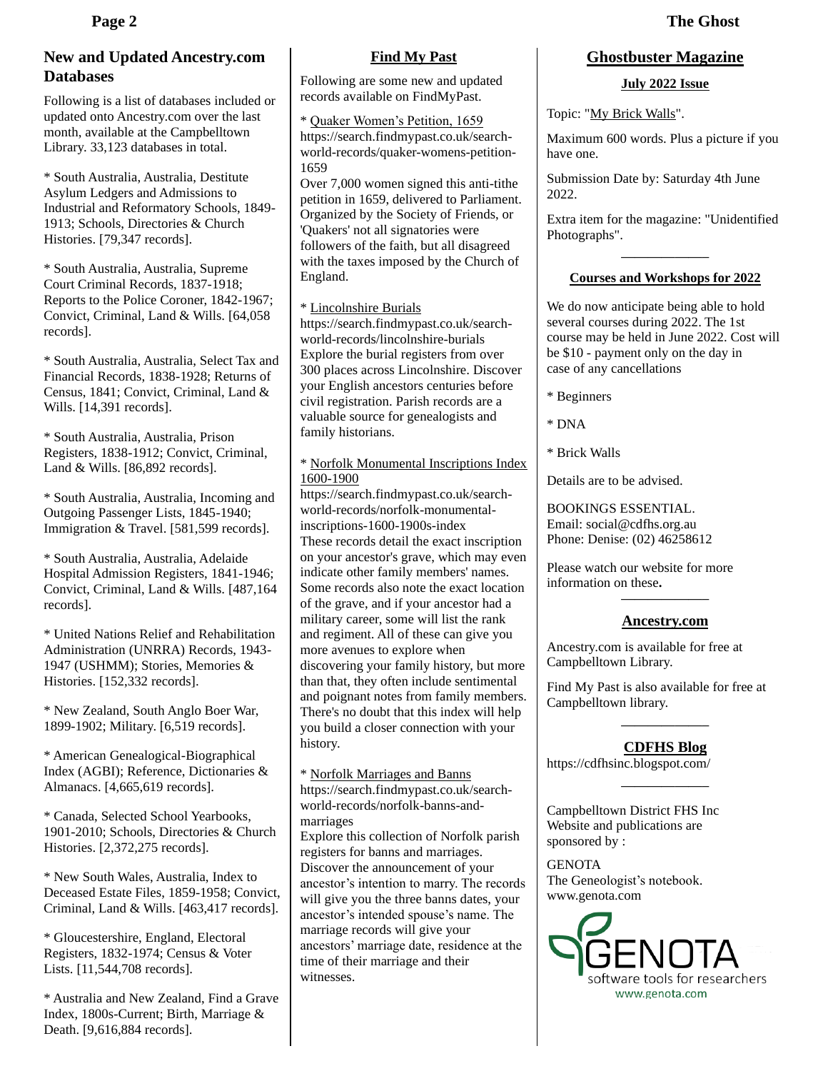## New and Updated Ancestry.com Databases

Following is a list of databases included or updated onto Ancestry.com over the last month, available at the Campbelltown Library. 33,123 databases in total.

* South Australia, Australia, Destitute Asylum Ledgers and Admissions to Industrial and Reformatory Schools, 1849-1913; Schools, Directories & Church Histories. [79,347 records].

* South Australia, Australia, Supreme Court Criminal Records, 1837-1918; Reports to the Police Coroner, 1842-1967; Convict, Criminal, Land & Wills. [64,058 records].

* South Australia, Australia, Select Tax and Financial Records, 1838-1928; Returns of Census, 1841; Convict, Criminal, Land & Wills. [14,391 records].

* South Australia, Australia, Prison Registers, 1838-1912; Convict, Criminal, Land & Wills. [86,892 records].

* South Australia, Australia, Incoming and Outgoing Passenger Lists, 1845-1940; Immigration & Travel. [581,599 records].

* South Australia, Australia, Adelaide Hospital Admission Registers, 1841-1946; Convict, Criminal, Land & Wills. [487,164 records].

* United Nations Relief and Rehabilitation Administration (UNRRA) Records, 1943-1947 (USHMM); Stories, Memories & Histories. [152,332 records].

* New Zealand, South Anglo Boer War, 1899-1902; Military. [6,519 records].

* American Genealogical-Biographical Index (AGBI); Reference, Dictionaries & Almanacs. [4,665,619 records].

* Canada, Selected School Yearbooks, 1901-2010; Schools, Directories & Church Histories. [2,372,275 records].

* New South Wales, Australia, Index to Deceased Estate Files, 1859-1958; Convict, Criminal, Land & Wills. [463,417 records].

* Gloucestershire, England, Electoral Registers, 1832-1974; Census & Voter Lists. [11,544,708 records].

* Australia and New Zealand, Find a Grave Index, 1800s-Current; Birth, Marriage & Death. [9,616,884 records].

## Find My Past

Following are some new and updated records available on FindMyPast.

* Quaker Women's Petition, 1659
https://search.findmypast.co.uk/search-world-records/quaker-womens-petition-1659
Over 7,000 women signed this anti-tithe petition in 1659, delivered to Parliament. Organized by the Society of Friends, or 'Quakers' not all signatories were followers of the faith, but all disagreed with the taxes imposed by the Church of England.

* Lincolnshire Burials
https://search.findmypast.co.uk/search-world-records/lincolnshire-burials
Explore the burial registers from over 300 places across Lincolnshire. Discover your English ancestors centuries before civil registration. Parish records are a valuable source for genealogists and family historians.

* Norfolk Monumental Inscriptions Index 1600-1900
https://search.findmypast.co.uk/search-world-records/norfolk-monumental-inscriptions-1600-1900s-index
These records detail the exact inscription on your ancestor's grave, which may even indicate other family members' names. Some records also note the exact location of the grave, and if your ancestor had a military career, some will list the rank and regiment. All of these can give you more avenues to explore when discovering your family history, but more than that, they often include sentimental and poignant notes from family members. There's no doubt that this index will help you build a closer connection with your history.

* Norfolk Marriages and Banns
https://search.findmypast.co.uk/search-world-records/norfolk-banns-and-marriages
Explore this collection of Norfolk parish registers for banns and marriages. Discover the announcement of your ancestor's intention to marry. The records will give you the three banns dates, your ancestor's intended spouse's name. The marriage records will give your ancestors' marriage date, residence at the time of their marriage and their witnesses.

## Ghostbuster Magazine

**July 2022 Issue**

Topic: "My Brick Walls".

Maximum 600 words. Plus a picture if you have one.

Submission Date by: Saturday 4th June 2022.

Extra item for the magazine: "Unidentified Photographs".

---

**Courses and Workshops for 2022**

We do now anticipate being able to hold several courses during 2022. The 1st course may be held in June 2022. Cost will be $10 - payment only on the day in case of any cancellations

* Beginners

* DNA

* Brick Walls

Details are to be advised.

BOOKINGS ESSENTIAL.
Email: social@cdfhs.org.au
Phone: Denise: (02) 46258612

Please watch our website for more information on these.

---

**Ancestry.com**

Ancestry.com is available for free at Campbelltown Library.

Find My Past is also available for free at Campbelltown library.

---

**CDFHS Blog**

https://cdfhsinc.blogspot.com/

---

Campbelltown District FHS Inc Website and publications are sponsored by :

GENOTA
The Geneologist's notebook.
www.genota.com

GENOTA
software tools for researchers
www.genota.com